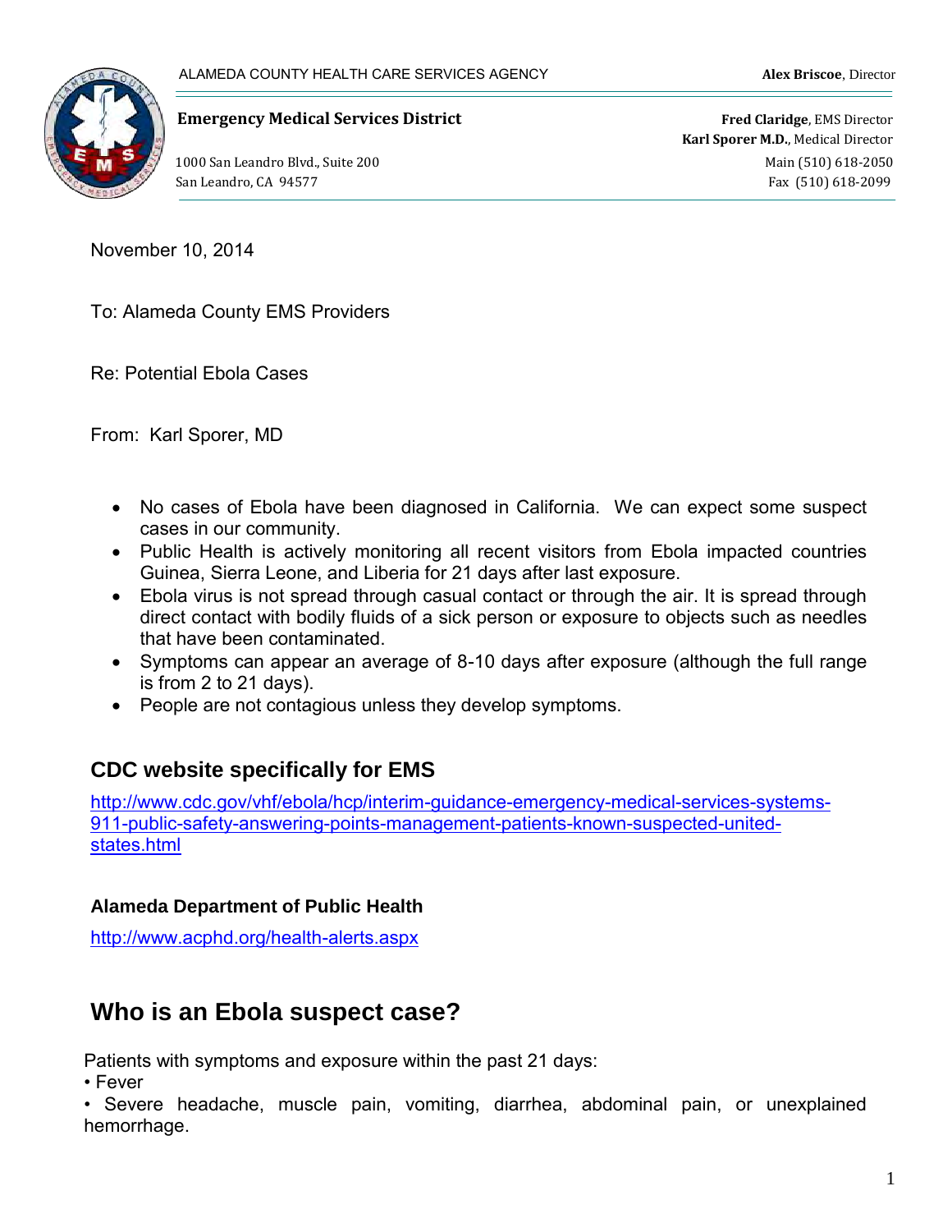ALAMEDA COUNTY HEALTH CARE SERVICES AGENCY

**Alex Briscoe**, Director

**Emergency Medical Services District**

1000 San Leandro Blvd., Suite 200
San Leandro, CA 94577

**Fred Claridge**, EMS Director
**Karl Sporer M.D.**, Medical Director
Main (510) 618-2050
Fax (510) 618-2099

November 10, 2014

To: Alameda County EMS Providers

Re: Potential Ebola Cases

From: Karl Sporer, MD

- No cases of Ebola have been diagnosed in California. We can expect some suspect cases in our community.
- Public Health is actively monitoring all recent visitors from Ebola impacted countries Guinea, Sierra Leone, and Liberia for 21 days after last exposure.
- Ebola virus is not spread through casual contact or through the air. It is spread through direct contact with bodily fluids of a sick person or exposure to objects such as needles that have been contaminated.
- Symptoms can appear an average of 8-10 days after exposure (although the full range is from 2 to 21 days).
- People are not contagious unless they develop symptoms.

### CDC website specifically for EMS

http://www.cdc.gov/vhf/ebola/hcp/interim-guidance-emergency-medical-services-systems-911-public-safety-answering-points-management-patients-known-suspected-united-states.html

#### Alameda Department of Public Health

http://www.acphd.org/health-alerts.aspx

## Who is an Ebola suspect case?

Patients with symptoms and exposure within the past 21 days:

- Fever
- Severe headache, muscle pain, vomiting, diarrhea, abdominal pain, or unexplained hemorrhage.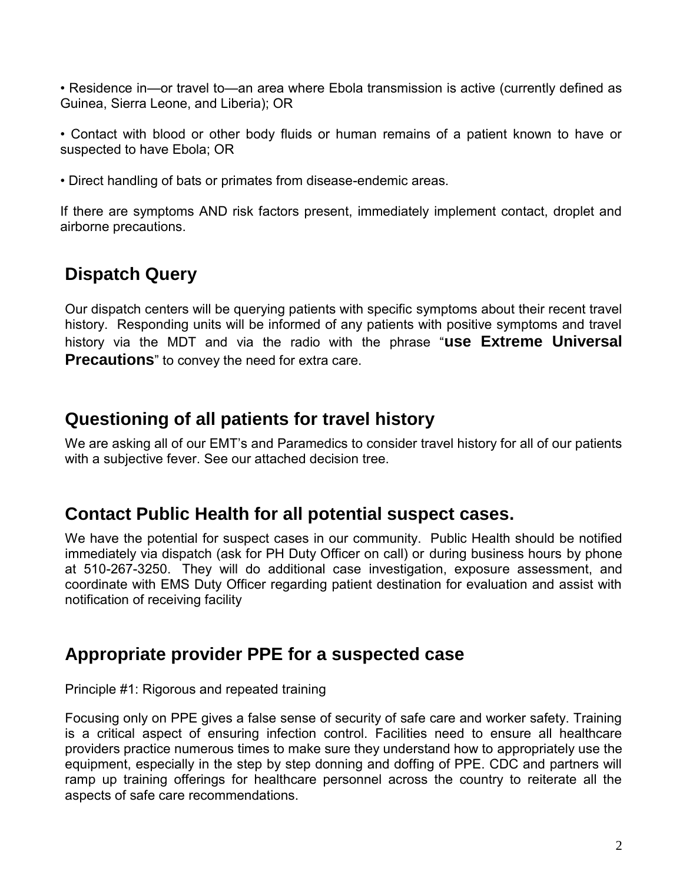- Residence in—or travel to—an area where Ebola transmission is active (currently defined as Guinea, Sierra Leone, and Liberia); OR

- Contact with blood or other body fluids or human remains of a patient known to have or suspected to have Ebola; OR

- Direct handling of bats or primates from disease-endemic areas.

If there are symptoms AND risk factors present, immediately implement contact, droplet and airborne precautions.

## Dispatch Query

Our dispatch centers will be querying patients with specific symptoms about their recent travel history. Responding units will be informed of any patients with positive symptoms and travel history via the MDT and via the radio with the phrase "**use Extreme Universal Precautions**" to convey the need for extra care.

## Questioning of all patients for travel history

We are asking all of our EMT's and Paramedics to consider travel history for all of our patients with a subjective fever. See our attached decision tree.

## Contact Public Health for all potential suspect cases.

We have the potential for suspect cases in our community. Public Health should be notified immediately via dispatch (ask for PH Duty Officer on call) or during business hours by phone at 510-267-3250. They will do additional case investigation, exposure assessment, and coordinate with EMS Duty Officer regarding patient destination for evaluation and assist with notification of receiving facility

## Appropriate provider PPE for a suspected case

Principle #1: Rigorous and repeated training

Focusing only on PPE gives a false sense of security of safe care and worker safety. Training is a critical aspect of ensuring infection control. Facilities need to ensure all healthcare providers practice numerous times to make sure they understand how to appropriately use the equipment, especially in the step by step donning and doffing of PPE. CDC and partners will ramp up training offerings for healthcare personnel across the country to reiterate all the aspects of safe care recommendations.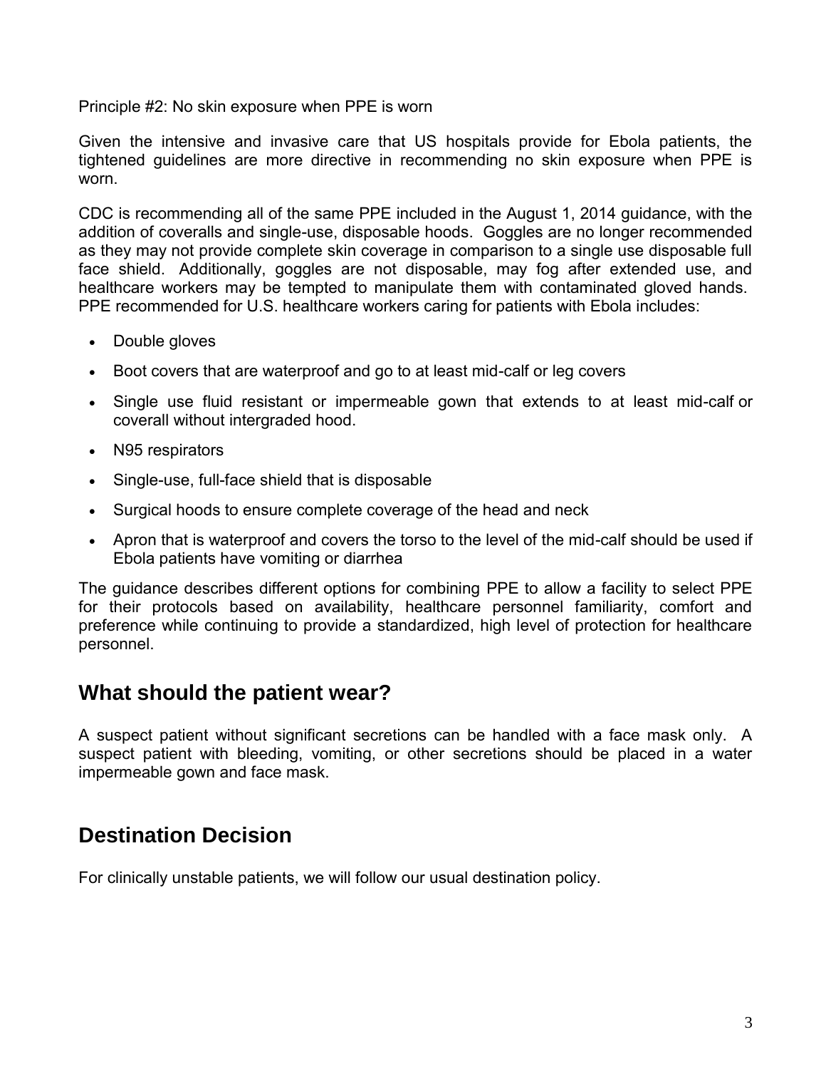Principle #2: No skin exposure when PPE is worn

Given the intensive and invasive care that US hospitals provide for Ebola patients, the tightened guidelines are more directive in recommending no skin exposure when PPE is worn.

CDC is recommending all of the same PPE included in the August 1, 2014 guidance, with the addition of coveralls and single-use, disposable hoods. Goggles are no longer recommended as they may not provide complete skin coverage in comparison to a single use disposable full face shield. Additionally, goggles are not disposable, may fog after extended use, and healthcare workers may be tempted to manipulate them with contaminated gloved hands. PPE recommended for U.S. healthcare workers caring for patients with Ebola includes:

- Double gloves
- Boot covers that are waterproof and go to at least mid-calf or leg covers
- Single use fluid resistant or impermeable gown that extends to at least mid-calf or coverall without intergraded hood.
- N95 respirators
- Single-use, full-face shield that is disposable
- Surgical hoods to ensure complete coverage of the head and neck
- Apron that is waterproof and covers the torso to the level of the mid-calf should be used if Ebola patients have vomiting or diarrhea

The guidance describes different options for combining PPE to allow a facility to select PPE for their protocols based on availability, healthcare personnel familiarity, comfort and preference while continuing to provide a standardized, high level of protection for healthcare personnel.

## What should the patient wear?

A suspect patient without significant secretions can be handled with a face mask only. A suspect patient with bleeding, vomiting, or other secretions should be placed in a water impermeable gown and face mask.

## Destination Decision

For clinically unstable patients, we will follow our usual destination policy.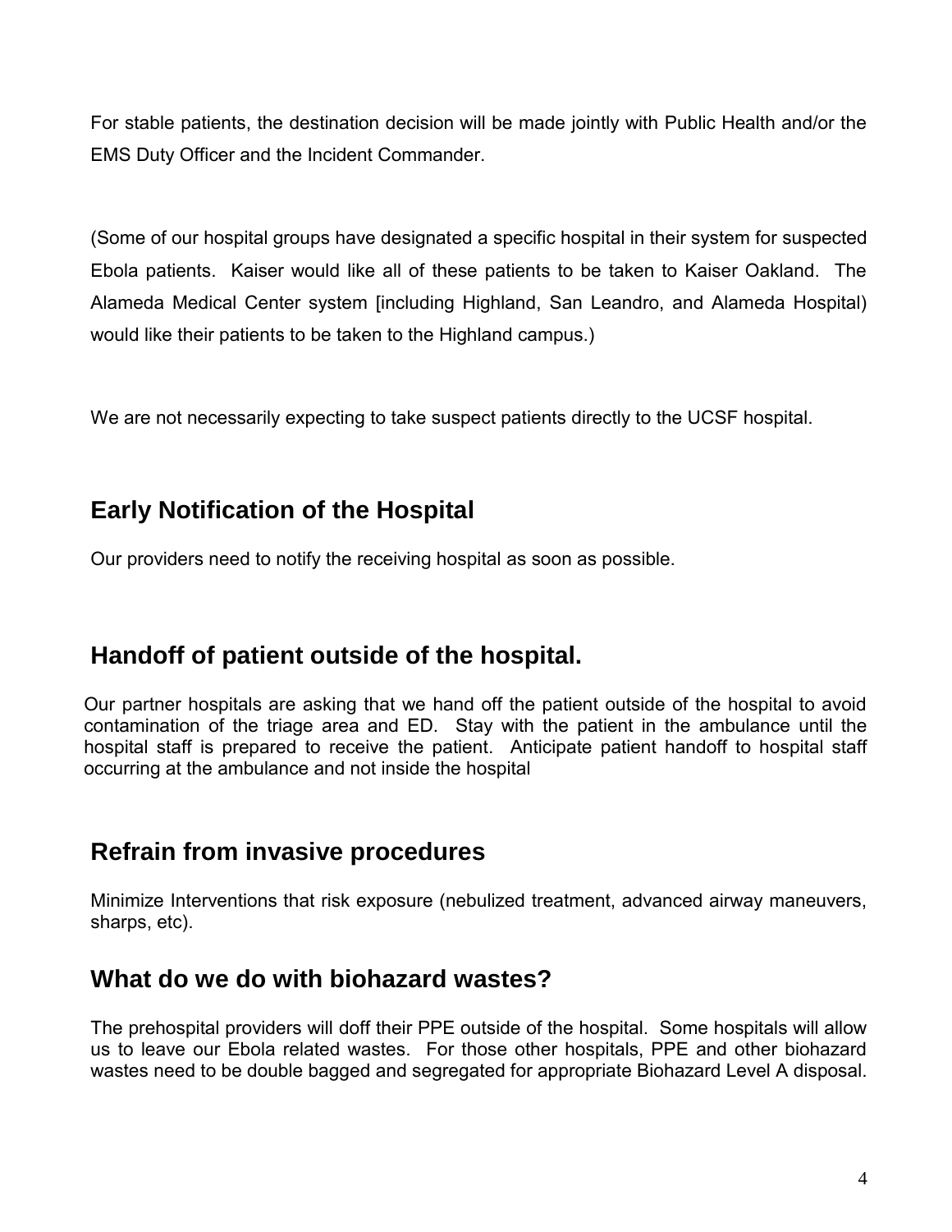For stable patients, the destination decision will be made jointly with Public Health and/or the EMS Duty Officer and the Incident Commander.

(Some of our hospital groups have designated a specific hospital in their system for suspected Ebola patients. Kaiser would like all of these patients to be taken to Kaiser Oakland. The Alameda Medical Center system [including Highland, San Leandro, and Alameda Hospital) would like their patients to be taken to the Highland campus.)

We are not necessarily expecting to take suspect patients directly to the UCSF hospital.

## Early Notification of the Hospital

Our providers need to notify the receiving hospital as soon as possible.

## Handoff of patient outside of the hospital.

Our partner hospitals are asking that we hand off the patient outside of the hospital to avoid contamination of the triage area and ED. Stay with the patient in the ambulance until the hospital staff is prepared to receive the patient. Anticipate patient handoff to hospital staff occurring at the ambulance and not inside the hospital

## Refrain from invasive procedures

Minimize Interventions that risk exposure (nebulized treatment, advanced airway maneuvers, sharps, etc).

## What do we do with biohazard wastes?

The prehospital providers will doff their PPE outside of the hospital. Some hospitals will allow us to leave our Ebola related wastes. For those other hospitals, PPE and other biohazard wastes need to be double bagged and segregated for appropriate Biohazard Level A disposal.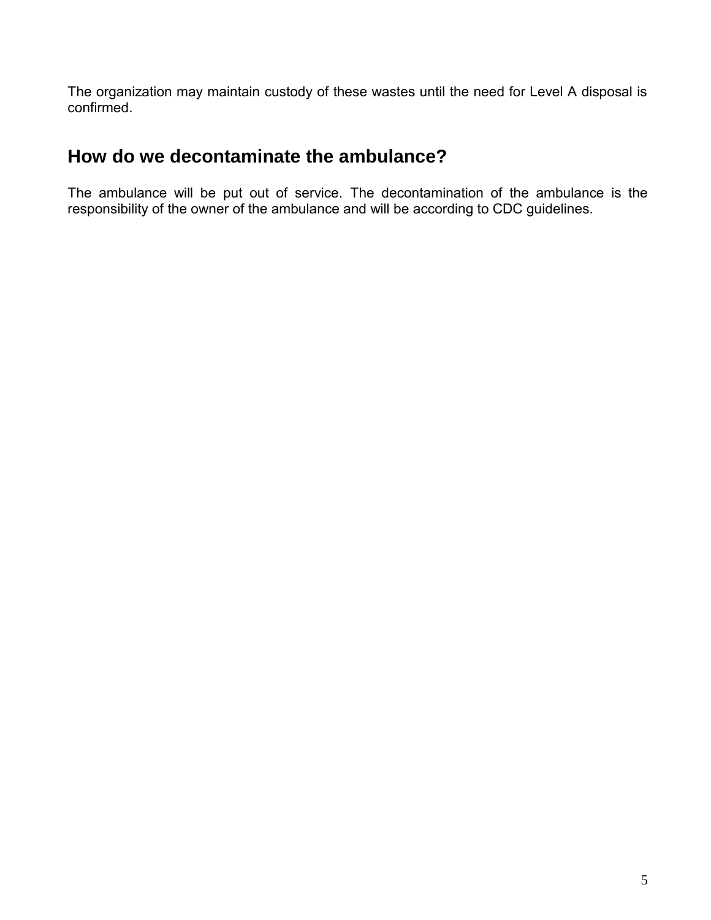The organization may maintain custody of these wastes until the need for Level A disposal is confirmed.

## How do we decontaminate the ambulance?

The ambulance will be put out of service. The decontamination of the ambulance is the responsibility of the owner of the ambulance and will be according to CDC guidelines.